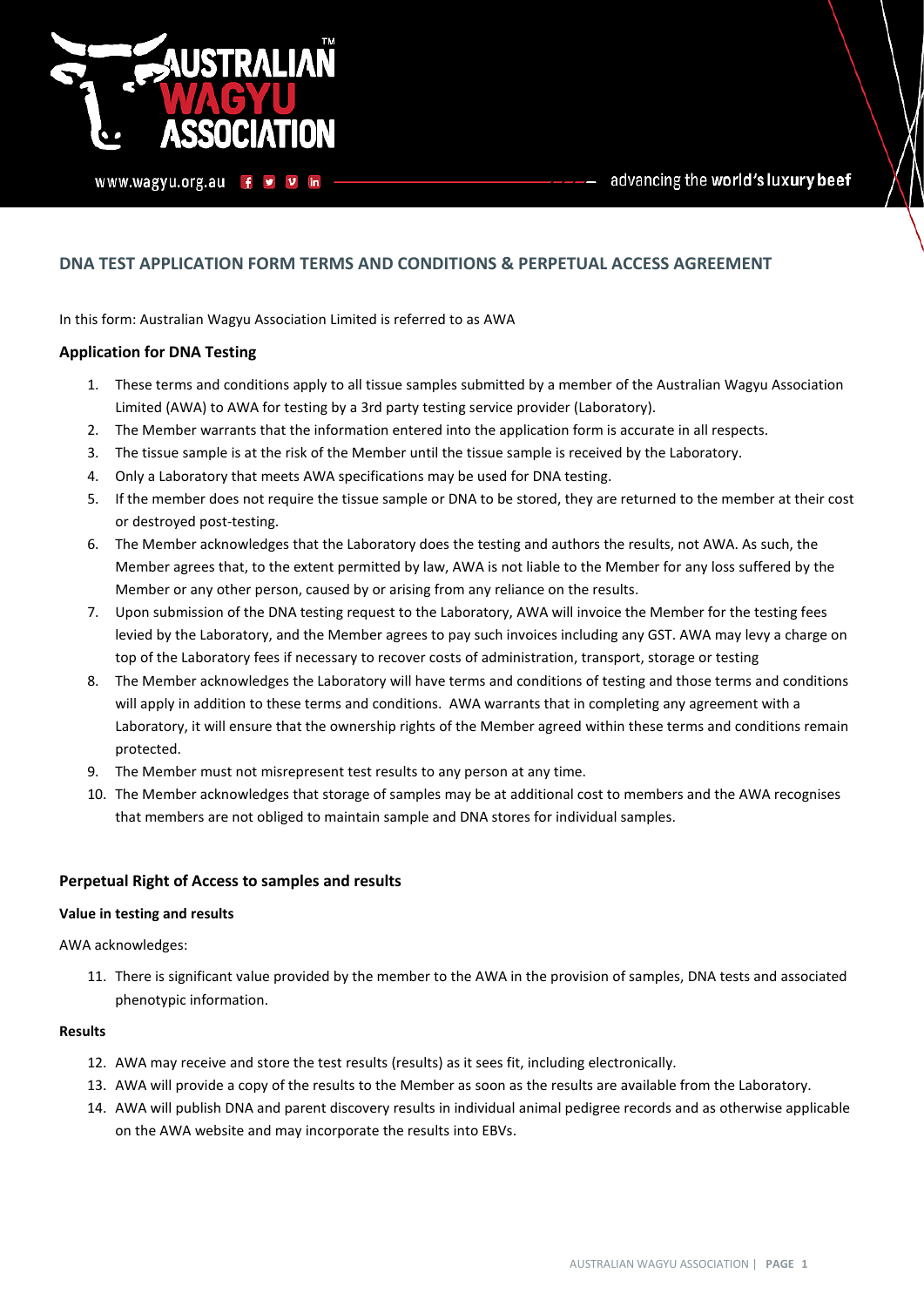## DNA TEST APPLICATION FORM TERMS AND CONDITIONS & PERPETUAL ACCESS AGREEMENT

In this form: Australian Wagyu Association Limited is referred to as AWA

### Application for DNA Testing

1. These terms and conditions apply to all tissue samples submitted by a member of the Australian Wagyu Association Limited (AWA) to AWA for testing by a 3rd party testing service provider (Laboratory).
2. The Member warrants that the information entered into the application form is accurate in all respects.
3. The tissue sample is at the risk of the Member until the tissue sample is received by the Laboratory.
4. Only a Laboratory that meets AWA specifications may be used for DNA testing.
5. If the member does not require the tissue sample or DNA to be stored, they are returned to the member at their cost or destroyed post-testing.
6. The Member acknowledges that the Laboratory does the testing and authors the results, not AWA. As such, the Member agrees that, to the extent permitted by law, AWA is not liable to the Member for any loss suffered by the Member or any other person, caused by or arising from any reliance on the results.
7. Upon submission of the DNA testing request to the Laboratory, AWA will invoice the Member for the testing fees levied by the Laboratory, and the Member agrees to pay such invoices including any GST. AWA may levy a charge on top of the Laboratory fees if necessary to recover costs of administration, transport, storage or testing
8. The Member acknowledges the Laboratory will have terms and conditions of testing and those terms and conditions will apply in addition to these terms and conditions. AWA warrants that in completing any agreement with a Laboratory, it will ensure that the ownership rights of the Member agreed within these terms and conditions remain protected.
9. The Member must not misrepresent test results to any person at any time.
10. The Member acknowledges that storage of samples may be at additional cost to members and the AWA recognises that members are not obliged to maintain sample and DNA stores for individual samples.

### Perpetual Right of Access to samples and results

**Value in testing and results**

AWA acknowledges:

11. There is significant value provided by the member to the AWA in the provision of samples, DNA tests and associated phenotypic information.

**Results**

12. AWA may receive and store the test results (results) as it sees fit, including electronically.
13. AWA will provide a copy of the results to the Member as soon as the results are available from the Laboratory.
14. AWA will publish DNA and parent discovery results in individual animal pedigree records and as otherwise applicable on the AWA website and may incorporate the results into EBVs.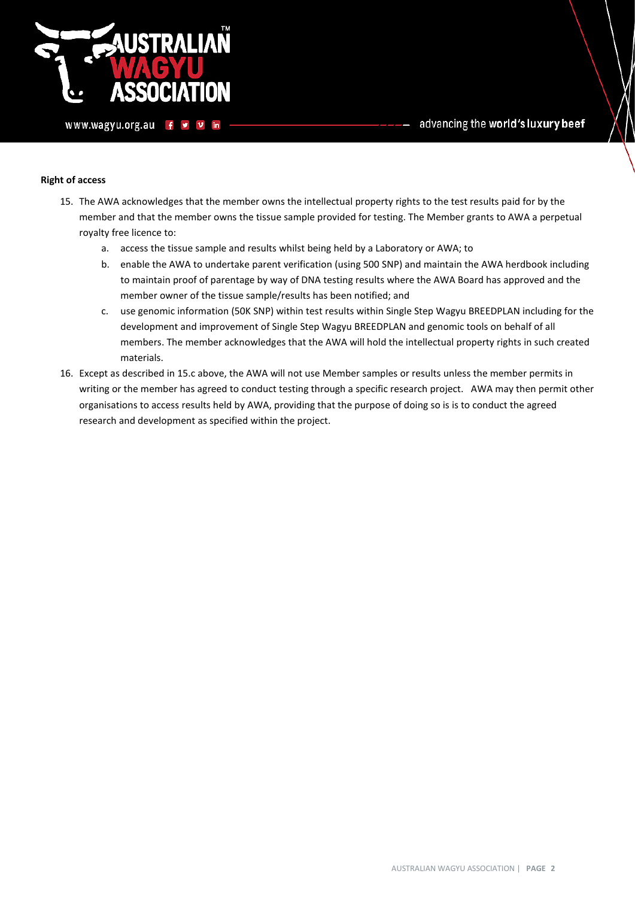**Right of access**

15. The AWA acknowledges that the member owns the intellectual property rights to the test results paid for by the member and that the member owns the tissue sample provided for testing. The Member grants to AWA a perpetual royalty free licence to:
    a. access the tissue sample and results whilst being held by a Laboratory or AWA; to
    b. enable the AWA to undertake parent verification (using 500 SNP) and maintain the AWA herdbook including to maintain proof of parentage by way of DNA testing results where the AWA Board has approved and the member owner of the tissue sample/results has been notified; and
    c. use genomic information (50K SNP) within test results within Single Step Wagyu BREEDPLAN including for the development and improvement of Single Step Wagyu BREEDPLAN and genomic tools on behalf of all members. The member acknowledges that the AWA will hold the intellectual property rights in such created materials.
16. Except as described in 15.c above, the AWA will not use Member samples or results unless the member permits in writing or the member has agreed to conduct testing through a specific research project. AWA may then permit other organisations to access results held by AWA, providing that the purpose of doing so is is to conduct the agreed research and development as specified within the project.